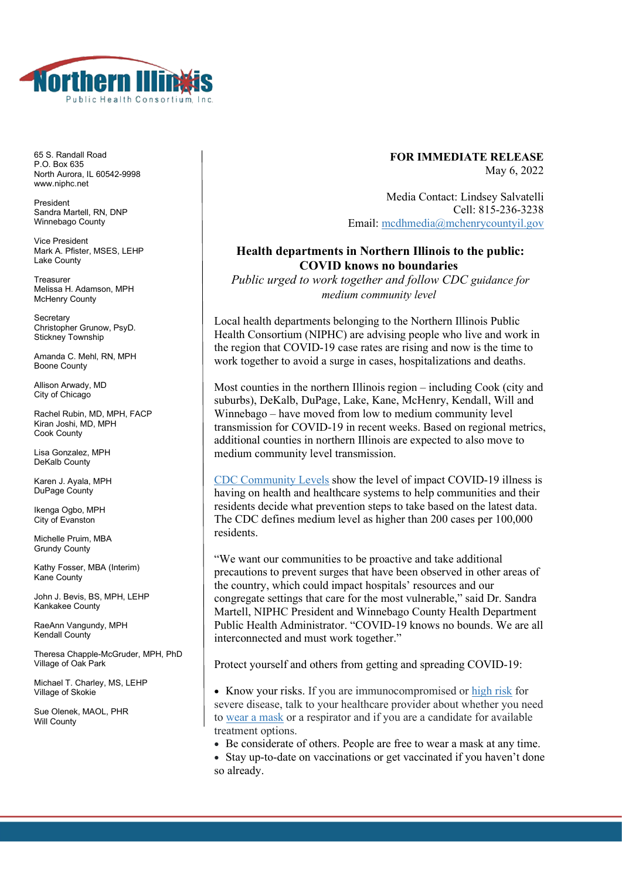Northern Illinois Public Health Consortium, Inc.

65 S. Randall Road
P.O. Box 635
North Aurora, IL 60542-9998
www.niphc.net

President
Sandra Martell, RN, DNP
Winnebago County

Vice President
Mark A. Pfister, MSES, LEHP
Lake County

Treasurer
Melissa H. Adamson, MPH
McHenry County

Secretary
Christopher Grunow, PsyD.
Stickney Township

Amanda C. Mehl, RN, MPH
Boone County

Allison Arwady, MD
City of Chicago

Rachel Rubin, MD, MPH, FACP
Kiran Joshi, MD, MPH
Cook County

Lisa Gonzalez, MPH
DeKalb County

Karen J. Ayala, MPH
DuPage County

Ikenga Ogbo, MPH
City of Evanston

Michelle Pruim, MBA
Grundy County

Kathy Fosser, MBA (Interim)
Kane County

John J. Bevis, BS, MPH, LEHP
Kankakee County

RaeAnn Vangundy, MPH
Kendall County

Theresa Chapple-McGruder, MPH, PhD
Village of Oak Park

Michael T. Charley, MS, LEHP
Village of Skokie

Sue Olenek, MAOL, PHR
Will County

**FOR IMMEDIATE RELEASE**
May 6, 2022

Media Contact: Lindsey Salvatelli
Cell: 815-236-3238
Email: mcdhmedia@mchenrycountyil.gov

## Health departments in Northern Illinois to the public: COVID knows no boundaries

*Public urged to work together and follow CDC guidance for medium community level*

Local health departments belonging to the Northern Illinois Public Health Consortium (NIPHC) are advising people who live and work in the region that COVID-19 case rates are rising and now is the time to work together to avoid a surge in cases, hospitalizations and deaths.

Most counties in the northern Illinois region – including Cook (city and suburbs), DeKalb, DuPage, Lake, Kane, McHenry, Kendall, Will and Winnebago – have moved from low to medium community level transmission for COVID-19 in recent weeks. Based on regional metrics, additional counties in northern Illinois are expected to also move to medium community level transmission.

CDC Community Levels show the level of impact COVID-19 illness is having on health and healthcare systems to help communities and their residents decide what prevention steps to take based on the latest data. The CDC defines medium level as higher than 200 cases per 100,000 residents.

"We want our communities to be proactive and take additional precautions to prevent surges that have been observed in other areas of the country, which could impact hospitals' resources and our congregate settings that care for the most vulnerable," said Dr. Sandra Martell, NIPHC President and Winnebago County Health Department Public Health Administrator. "COVID-19 knows no bounds. We are all interconnected and must work together."

Protect yourself and others from getting and spreading COVID-19:

- Know your risks. If you are immunocompromised or high risk for severe disease, talk to your healthcare provider about whether you need to wear a mask or a respirator and if you are a candidate for available treatment options.
- Be considerate of others. People are free to wear a mask at any time.
- Stay up-to-date on vaccinations or get vaccinated if you haven't done so already.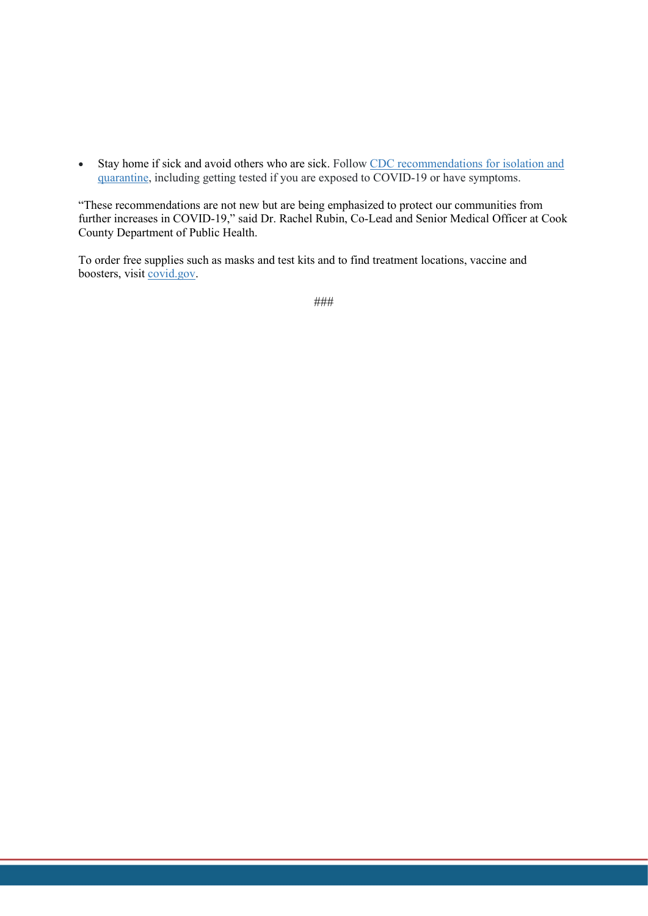- Stay home if sick and avoid others who are sick. Follow [CDC recommendations for isolation and quarantine](), including getting tested if you are exposed to COVID-19 or have symptoms.

"These recommendations are not new but are being emphasized to protect our communities from further increases in COVID-19," said Dr. Rachel Rubin, Co-Lead and Senior Medical Officer at Cook County Department of Public Health.

To order free supplies such as masks and test kits and to find treatment locations, vaccine and boosters, visit [covid.gov]().

###